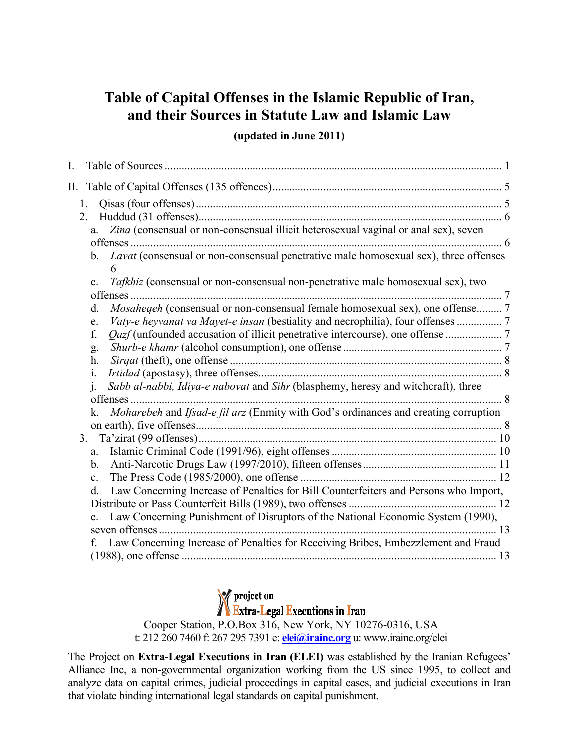# Table of Capital Offenses in the Islamic Republic of Iran, and their Sources in Statute Law and Islamic Law

**(updated in June 2011)**

I. Table of Sources ..... 1

II. Table of Capital Offenses (135 offences) ..... 5

1. Qisas (four offenses) ..... 5
2. Huddud (31 offenses) ..... 6
   - a. *Zina* (consensual or non-consensual illicit heterosexual vaginal or anal sex), seven offenses ..... 6
   - b. *Lavat* (consensual or non-consensual penetrative male homosexual sex), three offenses 6
   - c. *Tafkhiz* (consensual or non-consensual non-penetrative male homosexual sex), two offenses ..... 7
   - d. *Mosaheqeh* (consensual or non-consensual female homosexual sex), one offense ..... 7
   - e. *Vaty-e heyvanat va Mayet-e insan* (bestiality and necrophilia), four offenses ..... 7
   - f. *Qazf* (unfounded accusation of illicit penetrative intercourse), one offense ..... 7
   - g. *Shurb-e khamr* (alcohol consumption), one offense ..... 7
   - h. *Sirqat* (theft), one offense ..... 8
   - i. *Irtidad* (apostasy), three offenses ..... 8
   - j. *Sabb al-nabbi, Idiya-e nabovat* and *Sihr* (blasphemy, heresy and witchcraft), three offenses ..... 8
   - k. *Moharebeh* and *Ifsad-e fil arz* (Enmity with God's ordinances and creating corruption on earth), five offenses ..... 8
3. Ta'zirat (99 offenses) ..... 10
   - a. Islamic Criminal Code (1991/96), eight offenses ..... 10
   - b. Anti-Narcotic Drugs Law (1997/2010), fifteen offenses ..... 11
   - c. The Press Code (1985/2000), one offense ..... 12
   - d. Law Concerning Increase of Penalties for Bill Counterfeiters and Persons who Import, Distribute or Pass Counterfeit Bills (1989), two offenses ..... 12
   - e. Law Concerning Punishment of Disruptors of the National Economic System (1990), seven offenses ..... 13
   - f. Law Concerning Increase of Penalties for Receiving Bribes, Embezzlement and Fraud (1988), one offense ..... 13

project on
Extra-Legal Executions in Iran

Cooper Station, P.O.Box 316, New York, NY 10276-0316, USA
t: 212 260 7460 f: 267 295 7391 e: elei@irainc.org u: www.irainc.org/elei

The Project on **Extra-Legal Executions in Iran (ELEI)** was established by the Iranian Refugees' Alliance Inc, a non-governmental organization working from the US since 1995, to collect and analyze data on capital crimes, judicial proceedings in capital cases, and judicial executions in Iran that violate binding international legal standards on capital punishment.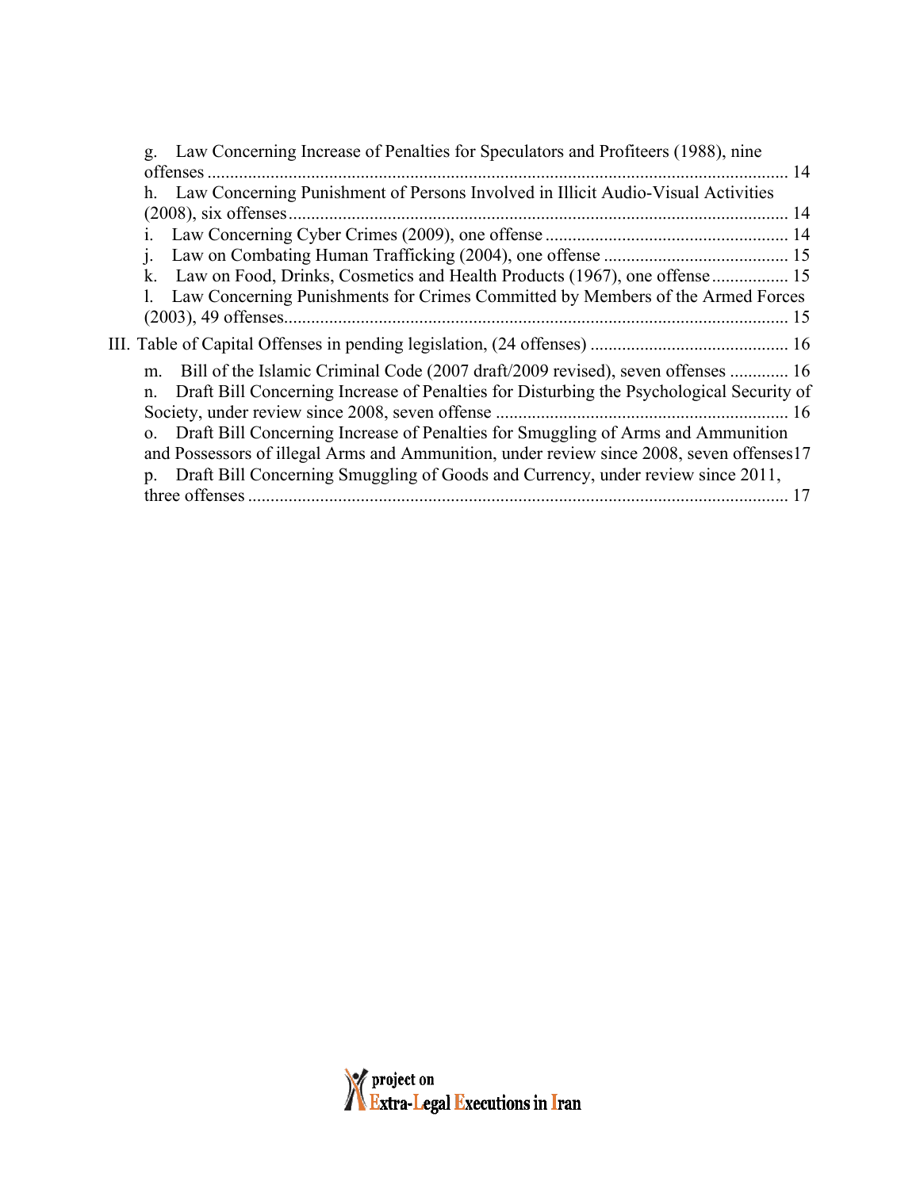g. Law Concerning Increase of Penalties for Speculators and Profiteers (1988), nine offenses ... 14

h. Law Concerning Punishment of Persons Involved in Illicit Audio-Visual Activities (2008), six offenses ... 14

i. Law Concerning Cyber Crimes (2009), one offense ... 14

j. Law on Combating Human Trafficking (2004), one offense ... 15

k. Law on Food, Drinks, Cosmetics and Health Products (1967), one offense ... 15

l. Law Concerning Punishments for Crimes Committed by Members of the Armed Forces (2003), 49 offenses ... 15

III. Table of Capital Offenses in pending legislation, (24 offenses) ... 16

m. Bill of the Islamic Criminal Code (2007 draft/2009 revised), seven offenses ... 16

n. Draft Bill Concerning Increase of Penalties for Disturbing the Psychological Security of Society, under review since 2008, seven offense ... 16

o. Draft Bill Concerning Increase of Penalties for Smuggling of Arms and Ammunition and Possessors of illegal Arms and Ammunition, under review since 2008, seven offenses 17

p. Draft Bill Concerning Smuggling of Goods and Currency, under review since 2011, three offenses ... 17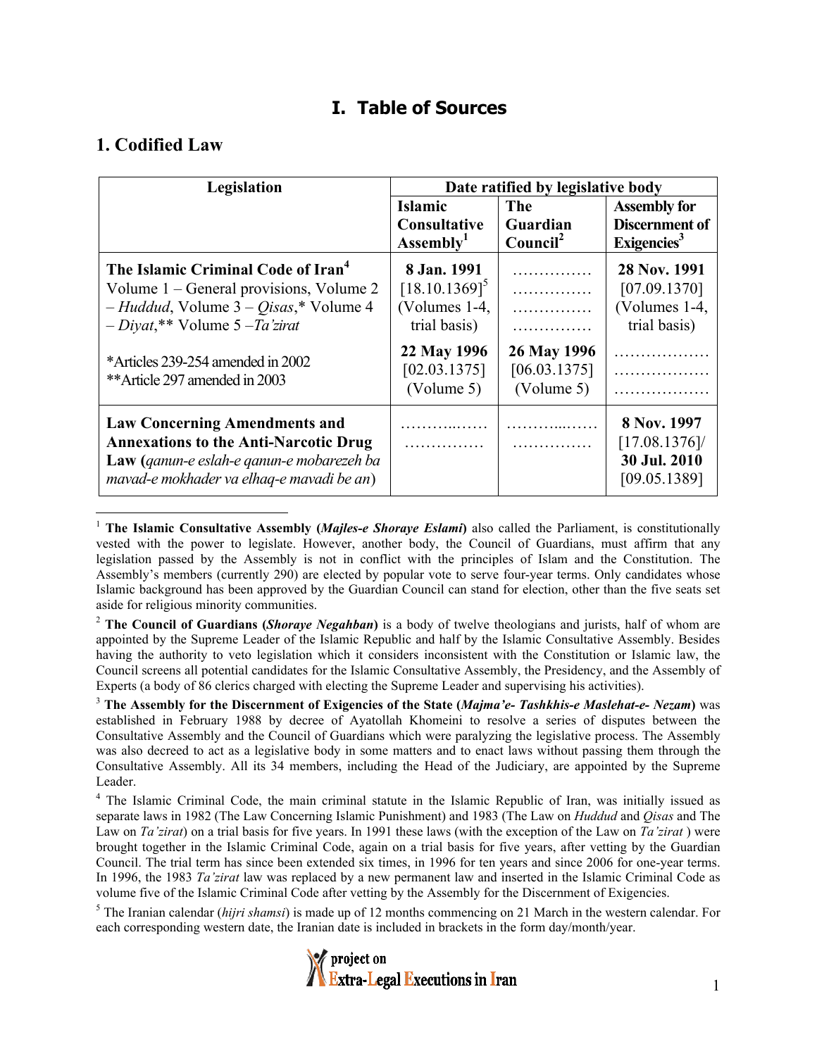# I. Table of Sources

## 1. Codified Law

| Legislation | Date ratified by legislative body | | |
|---|---|---|---|
| | Islamic Consultative Assembly[1] | The Guardian Council[2] | Assembly for Discernment of Exigencies[3] |
| **The Islamic Criminal Code of Iran**[4] Volume 1 – General provisions, Volume 2 – *Huddud*, Volume 3 – *Qisas*,* Volume 4 – *Diyat*,** Volume 5 –*Ta'zirat* | **8 Jan. 1991** [18.10.1369][5] (Volumes 1-4, trial basis) | …………… …………… …………… …………… | **28 Nov. 1991** [07.09.1370] (Volumes 1-4, trial basis) |
| *Articles 239-254 amended in 2002 **Article 297 amended in 2003 | **22 May 1996** [02.03.1375] (Volume 5) | **26 May 1996** [06.03.1375] (Volume 5) | ……………… ……………… ……………… |
| **Law Concerning Amendments and Annexations to the Anti-Narcotic Drug Law (***qanun-e eslah-e qanun-e mobarezeh ba mavad-e mokhader va elhaq-e mavadi be an***)** | ………..…… …………… | ………...…… …………… | **8 Nov. 1997** [17.08.1376]/ **30 Jul. 2010** [09.05.1389] |

[1] **The Islamic Consultative Assembly (*Majles-e Shoraye Eslami*)** also called the Parliament, is constitutionally vested with the power to legislate. However, another body, the Council of Guardians, must affirm that any legislation passed by the Assembly is not in conflict with the principles of Islam and the Constitution. The Assembly's members (currently 290) are elected by popular vote to serve four-year terms. Only candidates whose Islamic background has been approved by the Guardian Council can stand for election, other than the five seats set aside for religious minority communities.

[2] **The Council of Guardians (*Shoraye Negahban*)** is a body of twelve theologians and jurists, half of whom are appointed by the Supreme Leader of the Islamic Republic and half by the Islamic Consultative Assembly. Besides having the authority to veto legislation which it considers inconsistent with the Constitution or Islamic law, the Council screens all potential candidates for the Islamic Consultative Assembly, the Presidency, and the Assembly of Experts (a body of 86 clerics charged with electing the Supreme Leader and supervising his activities).

[3] **The Assembly for the Discernment of Exigencies of the State (*Majma'e- Tashkhis-e Maslehat-e- Nezam*)** was established in February 1988 by decree of Ayatollah Khomeini to resolve a series of disputes between the Consultative Assembly and the Council of Guardians which were paralyzing the legislative process. The Assembly was also decreed to act as a legislative body in some matters and to enact laws without passing them through the Consultative Assembly. All its 34 members, including the Head of the Judiciary, are appointed by the Supreme Leader.

[4] The Islamic Criminal Code, the main criminal statute in the Islamic Republic of Iran, was initially issued as separate laws in 1982 (The Law Concerning Islamic Punishment) and 1983 (The Law on *Huddud* and *Qisas* and The Law on *Ta'zirat*) on a trial basis for five years. In 1991 these laws (with the exception of the Law on *Ta'zirat* ) were brought together in the Islamic Criminal Code, again on a trial basis for five years, after vetting by the Guardian Council. The trial term has since been extended six times, in 1996 for ten years and since 2006 for one-year terms. In 1996, the 1983 *Ta'zirat* law was replaced by a new permanent law and inserted in the Islamic Criminal Code as volume five of the Islamic Criminal Code after vetting by the Assembly for the Discernment of Exigencies.

[5] The Iranian calendar (*hijri shamsi*) is made up of 12 months commencing on 21 March in the western calendar. For each corresponding western date, the Iranian date is included in brackets in the form day/month/year.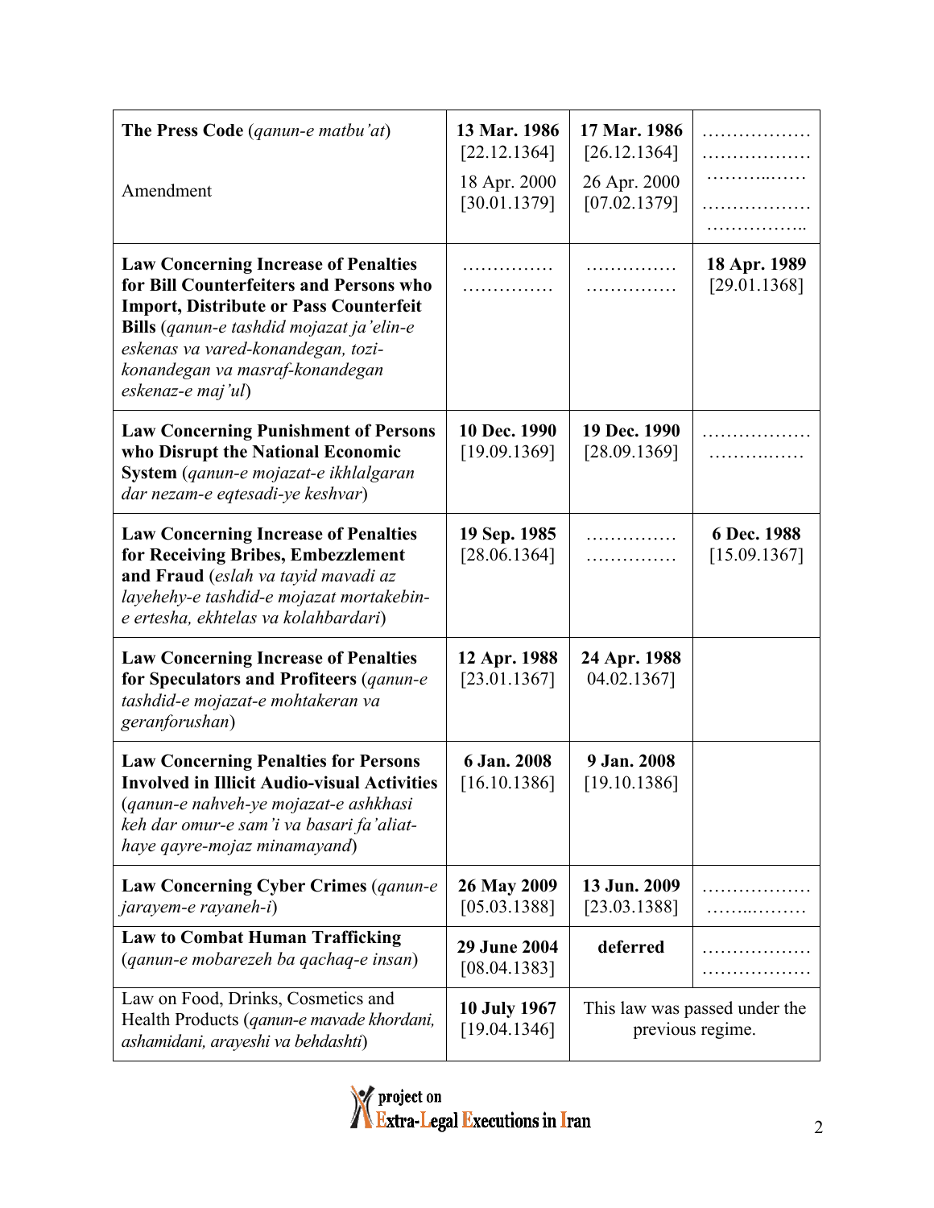| **The Press Code** (*qanun-e matbu'at*)<br><br>Amendment | **13 Mar. 1986** [22.12.1364]<br>18 Apr. 2000 [30.01.1379] | **17 Mar. 1986** [26.12.1364]<br>26 Apr. 2000 [07.02.1379] | ………………<br>………………<br>………..……<br>………………<br>…………….. |
|---|---|---|---|
| **Law Concerning Increase of Penalties for Bill Counterfeiters and Persons who Import, Distribute or Pass Counterfeit Bills** (*qanun-e tashdid mojazat ja'elin-e eskenas va vared-konandegan, tozi-konandegan va masraf-konandegan eskenaz-e maj'ul*) | ……………<br>…………… | ……………<br>…………… | **18 Apr. 1989** [29.01.1368] |
| **Law Concerning Punishment of Persons who Disrupt the National Economic System** (*qanun-e mojazat-e ikhlalgaran dar nezam-e eqtesadi-ye keshvar*) | **10 Dec. 1990** [19.09.1369] | **19 Dec. 1990** [28.09.1369] | ………………<br>…………..…… |
| **Law Concerning Increase of Penalties for Receiving Bribes, Embezzlement and Fraud** (*eslah va tayid mavadi az layehehy-e tashdid-e mojazat mortakebin-e ertesha, ekhtelas va kolahbardari*) | **19 Sep. 1985** [28.06.1364] | ……………<br>…………… | **6 Dec. 1988** [15.09.1367] |
| **Law Concerning Increase of Penalties for Speculators and Profiteers** (*qanun-e tashdid-e mojazat-e mohtakeran va geranforushan*) | **12 Apr. 1988** [23.01.1367] | **24 Apr. 1988** 04.02.1367] | |
| **Law Concerning Penalties for Persons Involved in Illicit Audio-visual Activities** (*qanun-e nahveh-ye mojazat-e ashkhasi keh dar omur-e sam'i va basari fa'aliat-haye qayre-mojaz minamayand*) | **6 Jan. 2008** [16.10.1386] | **9 Jan. 2008** [19.10.1386] | |
| **Law Concerning Cyber Crimes** (*qanun-e jarayem-e rayaneh-i*) | **26 May 2009** [05.03.1388] | **13 Jun. 2009** [23.03.1388] | ………………<br>……...……… |
| **Law to Combat Human Trafficking** (*qanun-e mobarezeh ba qachaq-e insan*) | **29 June 2004** [08.04.1383] | **deferred** | ………………<br>……………… |
| Law on Food, Drinks, Cosmetics and Health Products (*qanun-e mavade khordani, ashamidani, arayeshi va behdashti*) | **10 July 1967** [19.04.1346] | This law was passed under the previous regime. | |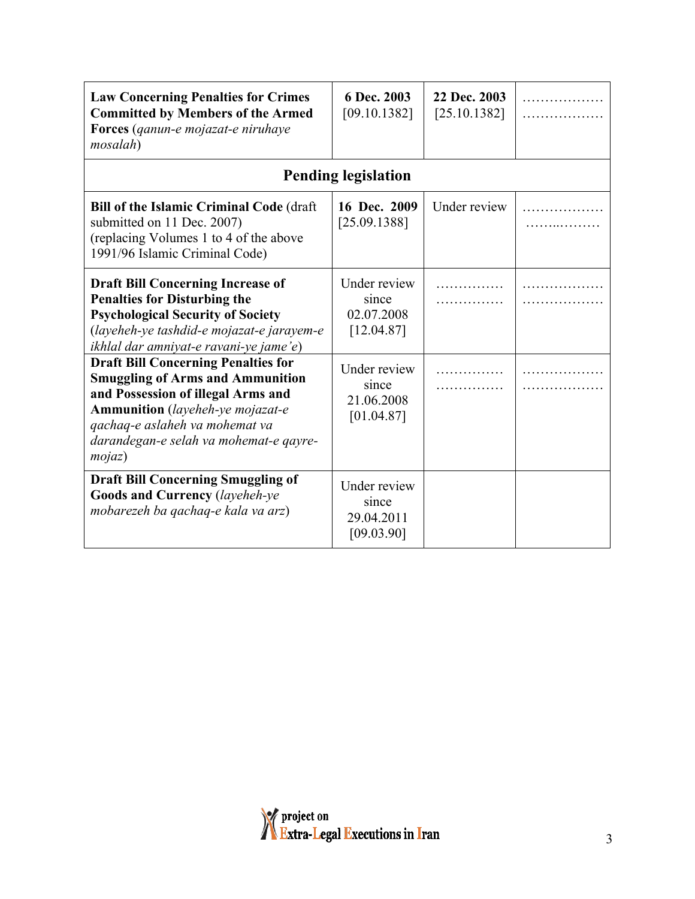| | | | |
|---|---|---|---|
| **Law Concerning Penalties for Crimes Committed by Members of the Armed Forces** (*qanun-e mojazat-e niruhaye mosalah*) | **6 Dec. 2003** [09.10.1382] | **22 Dec. 2003** [25.10.1382] | ……………… ……………… |
| **Pending legislation** | | | |
| **Bill of the Islamic Criminal Code** (draft submitted on 11 Dec. 2007) (replacing Volumes 1 to 4 of the above 1991/96 Islamic Criminal Code) | **16 Dec. 2009** [25.09.1388] | Under review | ……………… ……..……… |
| **Draft Bill Concerning Increase of Penalties for Disturbing the Psychological Security of Society** (*layeheh-ye tashdid-e mojazat-e jarayem-e ikhlal dar amniyat-e ravani-ye jame'e*) | Under review since 02.07.2008 [12.04.87] | ………….. ………….. | ……………… ……………… |
| **Draft Bill Concerning Penalties for Smuggling of Arms and Ammunition and Possession of illegal Arms and Ammunition** (*layeheh-ye mojazat-e qachaq-e aslaheh va mohemat va darandegan-e selah va mohemat-e qayre-mojaz*) | Under review since 21.06.2008 [01.04.87] | ………….. ………….. | ……………… ……………… |
| **Draft Bill Concerning Smuggling of Goods and Currency** (*layeheh-ye mobarezeh ba qachaq-e kala va arz*) | Under review since 29.04.2011 [09.03.90] | | |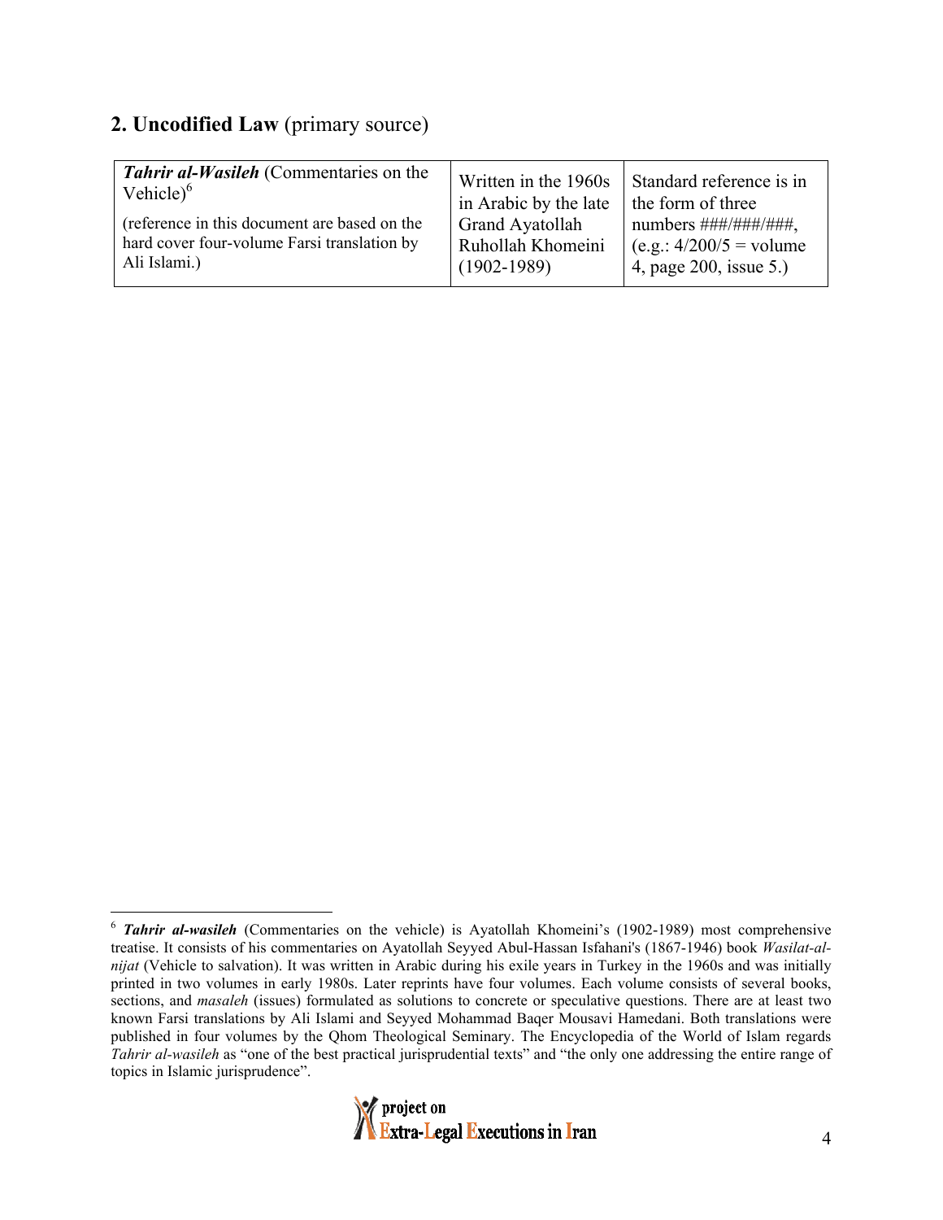## 2. Uncodified Law (primary source)

| ***Tahrir al-Wasileh*** (Commentaries on the Vehicle)[6] (reference in this document are based on the hard cover four-volume Farsi translation by Ali Islami.) | Written in the 1960s in Arabic by the late Grand Ayatollah Ruhollah Khomeini (1902-1989) | Standard reference is in the form of three numbers ###/###/###, (e.g.: 4/200/5 = volume 4, page 200, issue 5.) |
|---|---|---|

[6] ***Tahrir al-wasileh*** (Commentaries on the vehicle) is Ayatollah Khomeini's (1902-1989) most comprehensive treatise. It consists of his commentaries on Ayatollah Seyyed Abul-Hassan Isfahani's (1867-1946) book *Wasilat-al-nijat* (Vehicle to salvation). It was written in Arabic during his exile years in Turkey in the 1960s and was initially printed in two volumes in early 1980s. Later reprints have four volumes. Each volume consists of several books, sections, and *masaleh* (issues) formulated as solutions to concrete or speculative questions. There are at least two known Farsi translations by Ali Islami and Seyyed Mohammad Baqer Mousavi Hamedani. Both translations were published in four volumes by the Qhom Theological Seminary. The Encyclopedia of the World of Islam regards *Tahrir al-wasileh* as "one of the best practical jurisprudential texts" and "the only one addressing the entire range of topics in Islamic jurisprudence".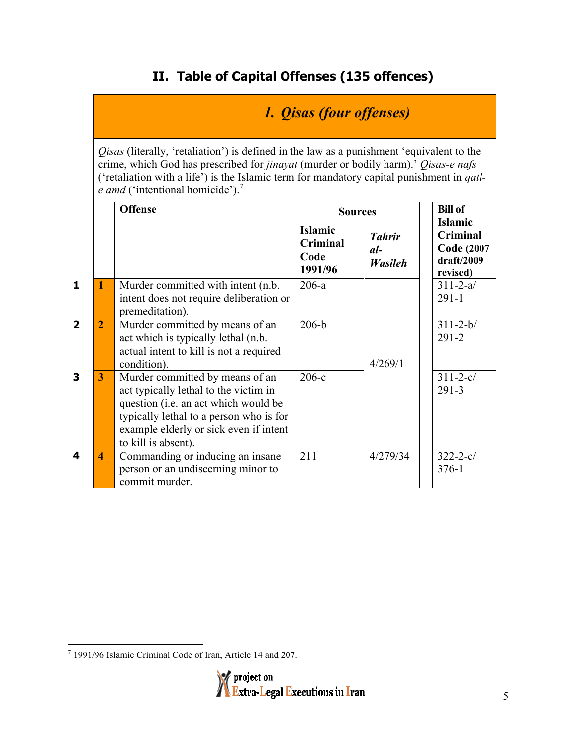## II. Table of Capital Offenses (135 offences)

| | | Offense | Sources | | | Bill of Islamic Criminal Code (2007 draft/2009 revised) |
|---|---|---|---|---|---|---|
| | | | Islamic Criminal Code 1991/96 | *Tahrir al-Wasileh* | | |
| | | ***1. Qisas (four offenses)*** | | | | |
| | | *Qisas* (literally, 'retaliation') is defined in the law as a punishment 'equivalent to the crime, which God has prescribed for *jinayat* (murder or bodily harm).' *Qisas-e nafs* ('retaliation with a life') is the Islamic term for mandatory capital punishment in *qatl-e amd* ('intentional homicide').[7] | | | | |
| **1** | **1** | Murder committed with intent (n.b. intent does not require deliberation or premeditation). | 206-a | 4/269/1 | | 311-2-a/ 291-1 |
| **2** | **2** | Murder committed by means of an act which is typically lethal (n.b. actual intent to kill is not a required condition). | 206-b | 4/269/1 | | 311-2-b/ 291-2 |
| **3** | **3** | Murder committed by means of an act typically lethal to the victim in question (i.e. an act which would be typically lethal to a person who is for example elderly or sick even if intent to kill is absent). | 206-c | 4/269/1 | | 311-2-c/ 291-3 |
| **4** | **4** | Commanding or inducing an insane person or an undiscerning minor to commit murder. | 211 | 4/279/34 | | 322-2-c/ 376-1 |

[7] 1991/96 Islamic Criminal Code of Iran, Article 14 and 207.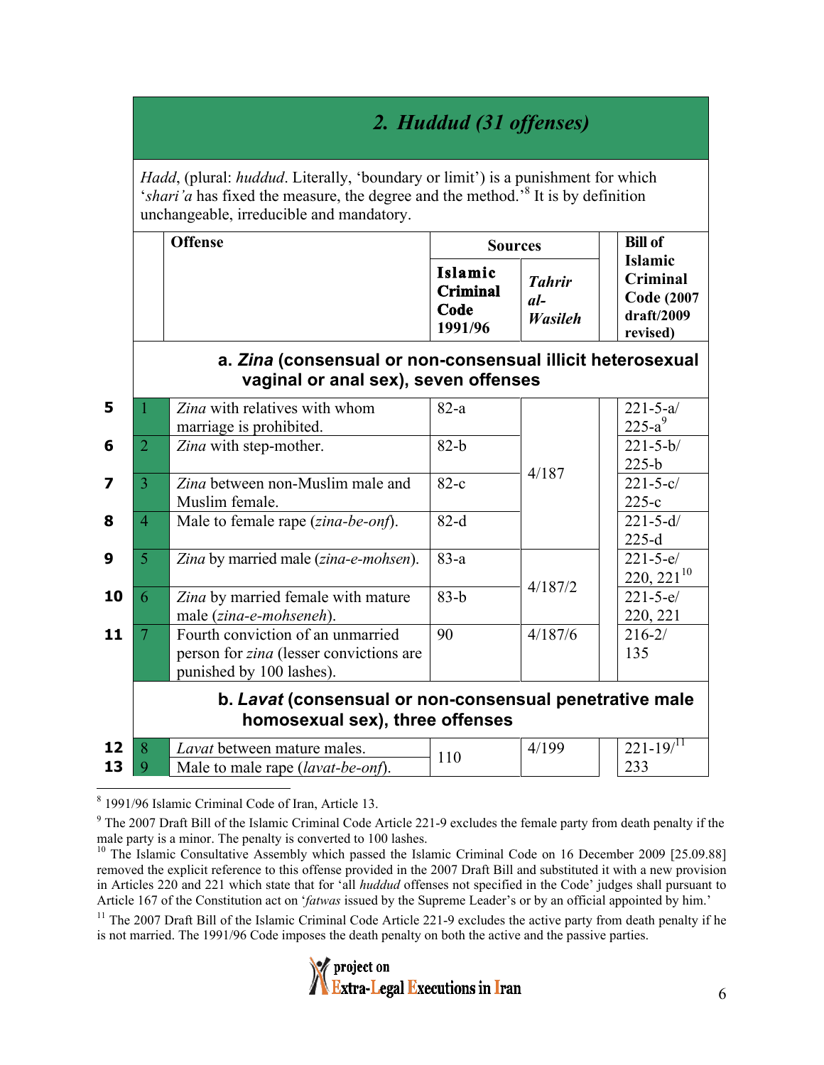## 2. *Huddud* (31 offenses)

*Hadd*, (plural: *huddud*. Literally, 'boundary or limit') is a punishment for which '*shari'a* has fixed the measure, the degree and the method.'[8] It is by definition unchangeable, irreducible and mandatory.

| | | Offense | Sources: Islamic Criminal Code 1991/96 | Sources: *Tahrir al-Wasileh* | Bill of Islamic Criminal Code (2007 draft/2009 revised) |
|---|---|---|---|---|---|
| | | **a. *Zina* (consensual or non-consensual illicit heterosexual vaginal or anal sex), seven offenses** | | | |
| 5 | 1 | *Zina* with relatives with whom marriage is prohibited. | 82-a | 4/187 | 221-5-a/ 225-a[9] |
| 6 | 2 | *Zina* with step-mother. | 82-b | 4/187 | 221-5-b/ 225-b |
| 7 | 3 | *Zina* between non-Muslim male and Muslim female. | 82-c | 4/187 | 221-5-c/ 225-c |
| 8 | 4 | Male to female rape (*zina-be-onf*). | 82-d | 4/187 | 221-5-d/ 225-d |
| 9 | 5 | *Zina* by married male (*zina-e-mohsen*). | 83-a | 4/187/2 | 221-5-e/ 220, 221[10] |
| 10 | 6 | *Zina* by married female with mature male (*zina-e-mohseneh*). | 83-b | 4/187/2 | 221-5-e/ 220, 221 |
| 11 | 7 | Fourth conviction of an unmarried person for *zina* (lesser convictions are punished by 100 lashes). | 90 | 4/187/6 | 216-2/ 135 |
| | | **b. *Lavat* (consensual or non-consensual penetrative male homosexual sex), three offenses** | | | |
| 12 | 8 | *Lavat* between mature males. | 110 | 4/199 | 221-19/[11] 233 |
| 13 | 9 | Male to male rape (*lavat-be-onf*). | 110 | 4/199 | 221-19/ 233 |

[8] 1991/96 Islamic Criminal Code of Iran, Article 13.

[9] The 2007 Draft Bill of the Islamic Criminal Code Article 221-9 excludes the female party from death penalty if the male party is a minor. The penalty is converted to 100 lashes.

[10] The Islamic Consultative Assembly which passed the Islamic Criminal Code on 16 December 2009 [25.09.88] removed the explicit reference to this offense provided in the 2007 Draft Bill and substituted it with a new provision in Articles 220 and 221 which state that for 'all *huddud* offenses not specified in the Code' judges shall pursuant to Article 167 of the Constitution act on '*fatwas* issued by the Supreme Leader's or by an official appointed by him.'

[11] The 2007 Draft Bill of the Islamic Criminal Code Article 221-9 excludes the active party from death penalty if he is not married. The 1991/96 Code imposes the death penalty on both the active and the passive parties.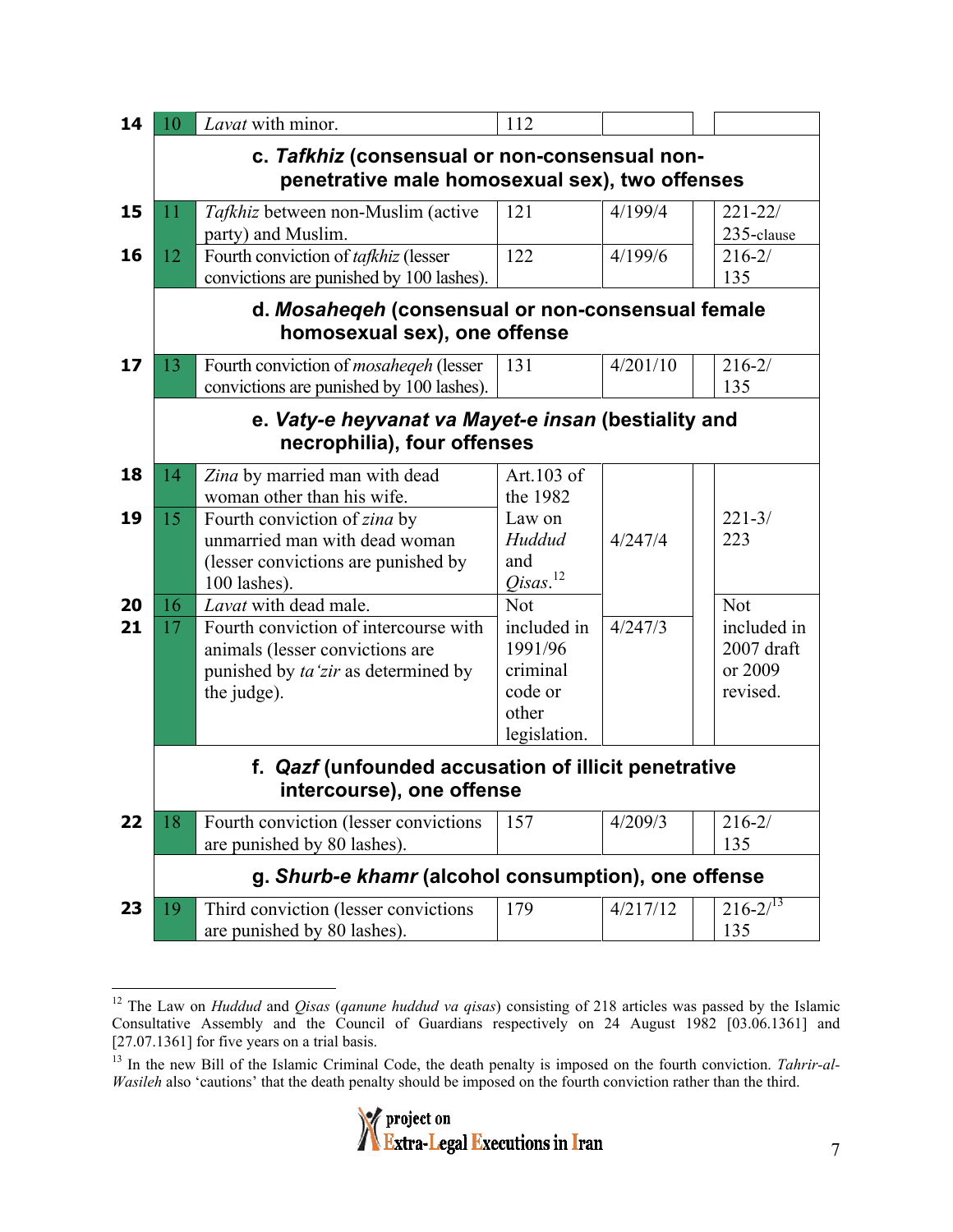| | | | | | | |
|---|---|---|---|---|---|---|
| 14 | 10 | *Lavat* with minor. | 112 | | | |
| | **c. *Tafkhiz* (consensual or non-consensual non-penetrative male homosexual sex), two offenses** | | | | | |
| 15 | 11 | *Tafkhiz* between non-Muslim (active party) and Muslim. | 121 | 4/199/4 | | 221-22/ 235-clause |
| 16 | 12 | Fourth conviction of *tafkhiz* (lesser convictions are punished by 100 lashes). | 122 | 4/199/6 | | 216-2/ 135 |
| | **d. *Mosaheqeh* (consensual or non-consensual female homosexual sex), one offense** | | | | | |
| 17 | 13 | Fourth conviction of *mosaheqeh* (lesser convictions are punished by 100 lashes). | 131 | 4/201/10 | | 216-2/ 135 |
| | **e. *Vaty-e heyvanat va Mayet-e insan* (bestiality and necrophilia), four offenses** | | | | | |
| 18 | 14 | *Zina* by married man with dead woman other than his wife. | Art.103 of the 1982 Law on *Huddud* and *Qisas*.[12] | 4/247/4 | | 221-3/ 223 |
| 19 | 15 | Fourth conviction of *zina* by unmarried man with dead woman (lesser convictions are punished by 100 lashes). | | | | |
| 20 | 16 | *Lavat* with dead male. | Not included in 1991/96 criminal code or other legislation. | | | Not included in 2007 draft or 2009 revised. |
| 21 | 17 | Fourth conviction of intercourse with animals (lesser convictions are punished by *ta'zir* as determined by the judge). | | 4/247/3 | | |
| | **f. *Qazf* (unfounded accusation of illicit penetrative intercourse), one offense** | | | | | |
| 22 | 18 | Fourth conviction (lesser convictions are punished by 80 lashes). | 157 | 4/209/3 | | 216-2/ 135 |
| | **g. *Shurb-e khamr* (alcohol consumption), one offense** | | | | | |
| 23 | 19 | Third conviction (lesser convictions are punished by 80 lashes). | 179 | 4/217/12 | | 216-2/[13] 135 |

[12] The Law on *Huddud* and *Qisas* (*qanune huddud va qisas*) consisting of 218 articles was passed by the Islamic Consultative Assembly and the Council of Guardians respectively on 24 August 1982 [03.06.1361] and [27.07.1361] for five years on a trial basis.

[13] In the new Bill of the Islamic Criminal Code, the death penalty is imposed on the fourth conviction. *Tahrir-al-Wasileh* also 'cautions' that the death penalty should be imposed on the fourth conviction rather than the third.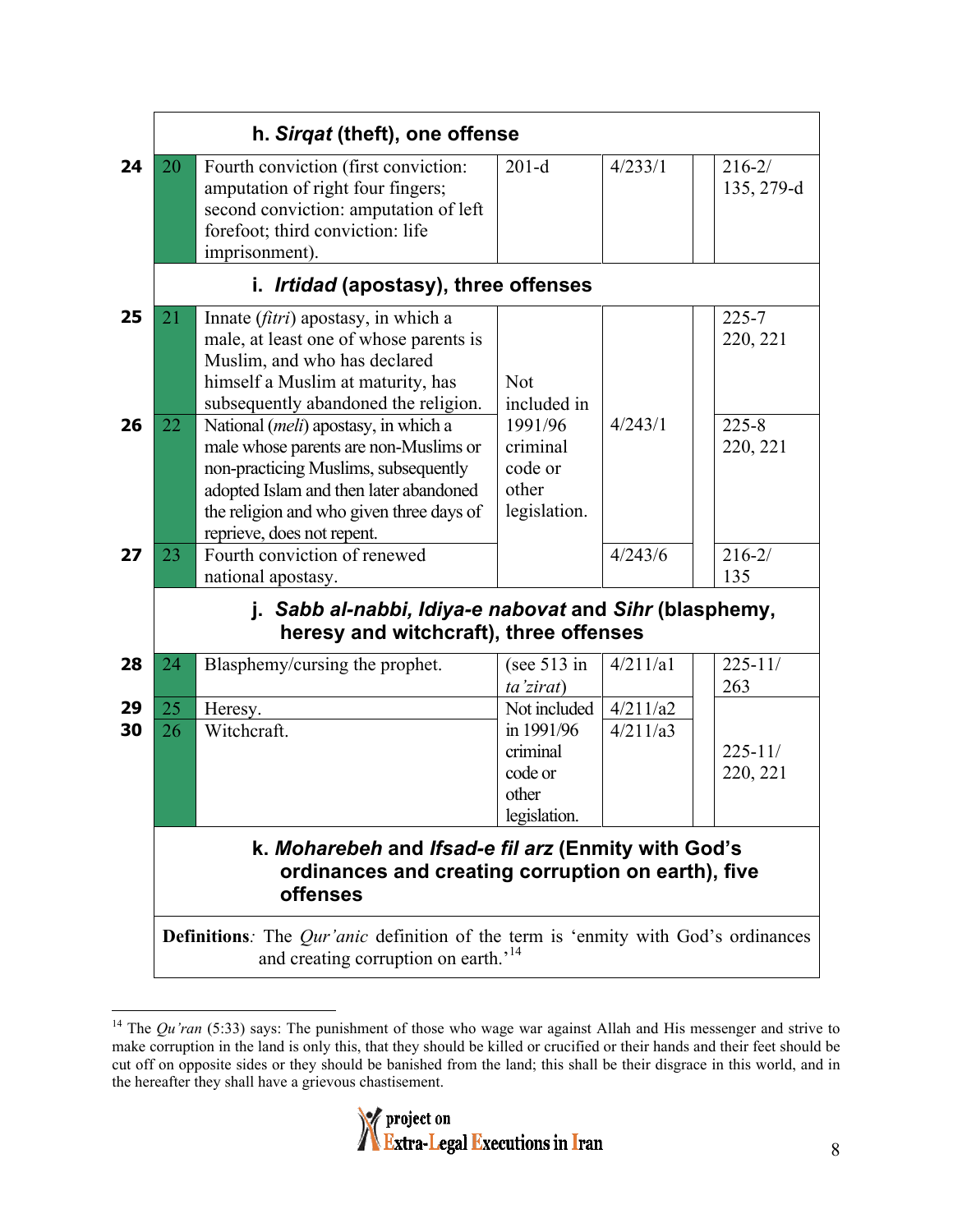| | | | | | | |
|---|---|---|---|---|---|---|
| | | **h. *Sirqat* (theft), one offense** | | | | |
| **24** | 20 | Fourth conviction (first conviction: amputation of right four fingers; second conviction: amputation of left forefoot; third conviction: life imprisonment). | 201-d | 4/233/1 | | 216-2/ 135, 279-d |
| | | **i. *Irtidad* (apostasy), three offenses** | | | | |
| **25** | 21 | Innate (*fitri*) apostasy, in which a male, at least one of whose parents is Muslim, and who has declared himself a Muslim at maturity, has subsequently abandoned the religion. | Not included in 1991/96 criminal code or other legislation. | 4/243/1 | | 225-7 220, 221 |
| **26** | 22 | National (*meli*) apostasy, in which a male whose parents are non-Muslims or non-practicing Muslims, subsequently adopted Islam and then later abandoned the religion and who given three days of reprieve, does not repent. | | | | 225-8 220, 221 |
| **27** | 23 | Fourth conviction of renewed national apostasy. | | 4/243/6 | | 216-2/ 135 |
| | | **j. *Sabb al-nabbi, Idiya-e nabovat* and *Sihr* (blasphemy, heresy and witchcraft), three offenses** | | | | |
| **28** | 24 | Blasphemy/cursing the prophet. | (see 513 in *ta'zirat*) | 4/211/a1 | | 225-11/ 263 |
| **29** | 25 | Heresy. | Not included in 1991/96 criminal code or other legislation. | 4/211/a2 | | 225-11/ 220, 221 |
| **30** | 26 | Witchcraft. | | 4/211/a3 | | |
| | | **k. *Moharebeh* and *Ifsad-e fil arz* (Enmity with God's ordinances and creating corruption on earth), five offenses** | | | | |
| | | **Definitions**: The *Qur'anic* definition of the term is 'enmity with God's ordinances and creating corruption on earth.'[14] | | | | |

[14] The *Qu'ran* (5:33) says: The punishment of those who wage war against Allah and His messenger and strive to make corruption in the land is only this, that they should be killed or crucified or their hands and their feet should be cut off on opposite sides or they should be banished from the land; this shall be their disgrace in this world, and in the hereafter they shall have a grievous chastisement.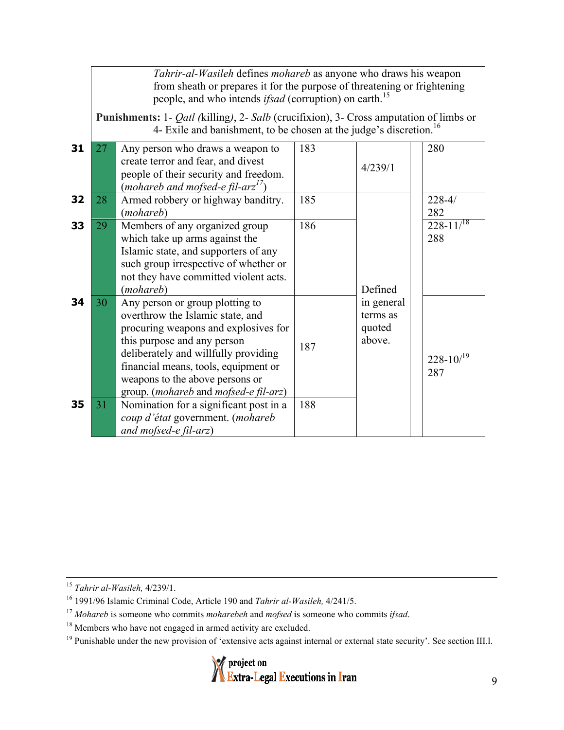| | | | | | | |
|---|---|---|---|---|---|---|
| | | *Tahrir-al-Wasileh* defines *mohareb* as anyone who draws his weapon from sheath or prepares it for the purpose of threatening or frightening people, and who intends *ifsad* (corruption) on earth.[15]<br><br>**Punishments:** 1- *Qatl* (killing), 2- *Salb* (crucifixion), 3- Cross amputation of limbs or 4- Exile and banishment, to be chosen at the judge's discretion.[16] | | | | |
| **31** | 27 | Any person who draws a weapon to create terror and fear, and divest people of their security and freedom. (*mohareb and mofsed-e fil-arz*[17]) | 183 | 4/239/1 | | 280 |
| **32** | 28 | Armed robbery or highway banditry. (*mohareb*) | 185 | Defined in general terms as quoted above. | | 228-4/ 282 |
| **33** | 29 | Members of any organized group which take up arms against the Islamic state, and supporters of any such group irrespective of whether or not they have committed violent acts. (*mohareb*) | 186 | | | 228-11/[18] 288 |
| **34** | 30 | Any person or group plotting to overthrow the Islamic state, and procuring weapons and explosives for this purpose and any person deliberately and willfully providing financial means, tools, equipment or weapons to the above persons or group. (*mohareb* and *mofsed-e fil-arz*) | 187 | | | 228-10/[19] 287 |
| **35** | 31 | Nomination for a significant post in a *coup d'état* government. (*mohareb and mofsed-e fil-arz*) | 188 | | | |

[15] *Tahrir al-Wasileh,* 4/239/1.

[16] 1991/96 Islamic Criminal Code, Article 190 and *Tahrir al-Wasileh,* 4/241/5.

[17] *Mohareb* is someone who commits *moharebeh* and *mofsed* is someone who commits *ifsad*.

[18] Members who have not engaged in armed activity are excluded.

[19] Punishable under the new provision of 'extensive acts against internal or external state security'. See section III.l.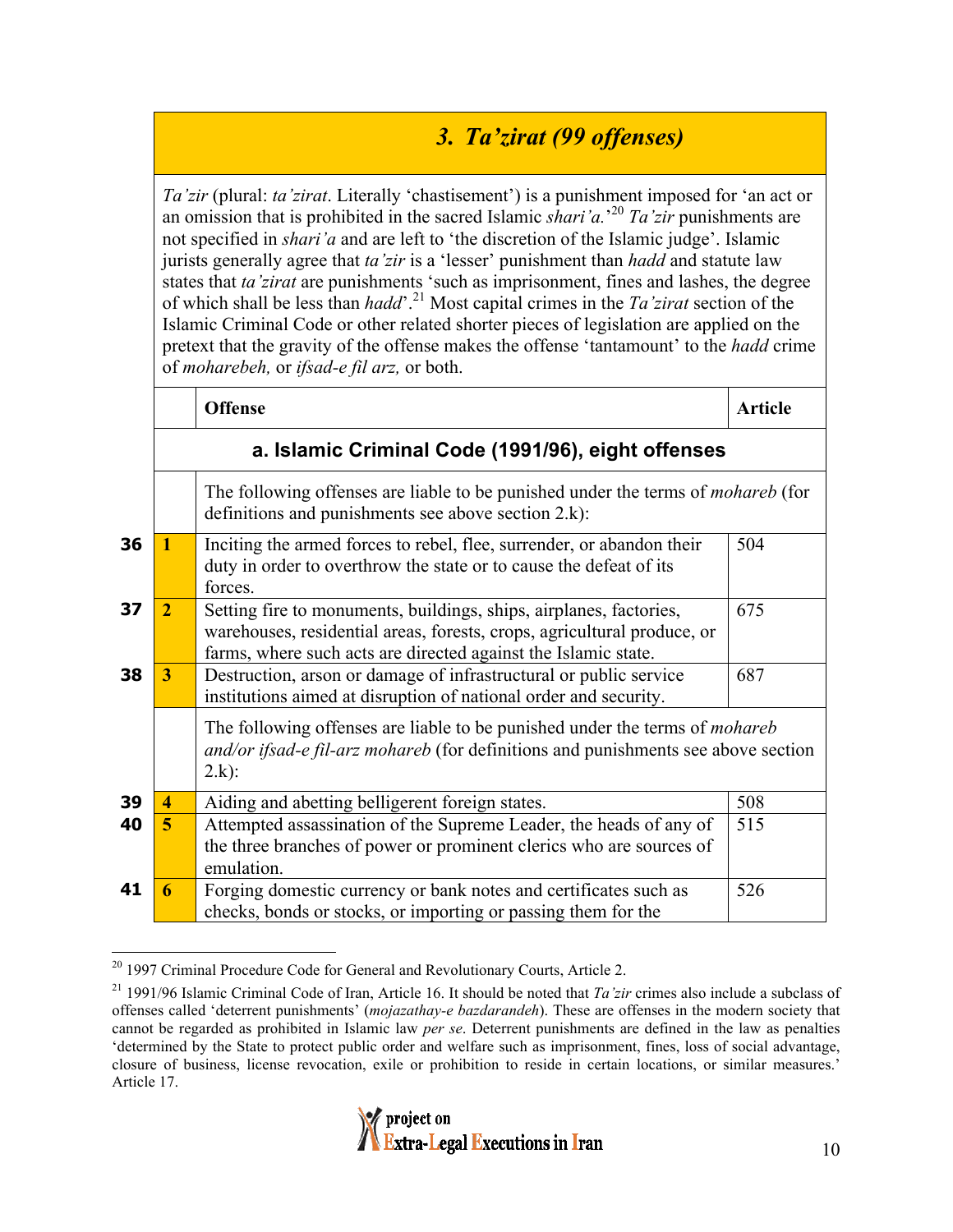## 3. *Ta'zirat* (99 offenses)

*Ta'zir* (plural: *ta'zirat*. Literally 'chastisement') is a punishment imposed for 'an act or an omission that is prohibited in the sacred Islamic *shari'a.*'[20] *Ta'zir* punishments are not specified in *shari'a* and are left to 'the discretion of the Islamic judge'. Islamic jurists generally agree that *ta'zir* is a 'lesser' punishment than *hadd* and statute law states that *ta'zirat* are punishments 'such as imprisonment, fines and lashes, the degree of which shall be less than *hadd*'.[21] Most capital crimes in the *Ta'zirat* section of the Islamic Criminal Code or other related shorter pieces of legislation are applied on the pretext that the gravity of the offense makes the offense 'tantamount' to the *hadd* crime of *moharebeh,* or *ifsad-e fil arz,* or both.

| | | Offense | Article |
|---|---|---|---|
| | | **a. Islamic Criminal Code (1991/96), eight offenses** | |
| | | The following offenses are liable to be punished under the terms of *mohareb* (for definitions and punishments see above section 2.k): | |
| **36** | **1** | Inciting the armed forces to rebel, flee, surrender, or abandon their duty in order to overthrow the state or to cause the defeat of its forces. | 504 |
| **37** | **2** | Setting fire to monuments, buildings, ships, airplanes, factories, warehouses, residential areas, forests, crops, agricultural produce, or farms, where such acts are directed against the Islamic state. | 675 |
| **38** | **3** | Destruction, arson or damage of infrastructural or public service institutions aimed at disruption of national order and security. | 687 |
| | | The following offenses are liable to be punished under the terms of *mohareb and/or ifsad-e fil-arz mohareb* (for definitions and punishments see above section 2.k): | |
| **39** | **4** | Aiding and abetting belligerent foreign states. | 508 |
| **40** | **5** | Attempted assassination of the Supreme Leader, the heads of any of the three branches of power or prominent clerics who are sources of emulation. | 515 |
| **41** | **6** | Forging domestic currency or bank notes and certificates such as checks, bonds or stocks, or importing or passing them for the | 526 |

[20] 1997 Criminal Procedure Code for General and Revolutionary Courts, Article 2.

[21] 1991/96 Islamic Criminal Code of Iran, Article 16. It should be noted that *Ta'zir* crimes also include a subclass of offenses called 'deterrent punishments' (*mojazathay-e bazdarandeh*). These are offenses in the modern society that cannot be regarded as prohibited in Islamic law *per se*. Deterrent punishments are defined in the law as penalties 'determined by the State to protect public order and welfare such as imprisonment, fines, loss of social advantage, closure of business, license revocation, exile or prohibition to reside in certain locations, or similar measures.' Article 17.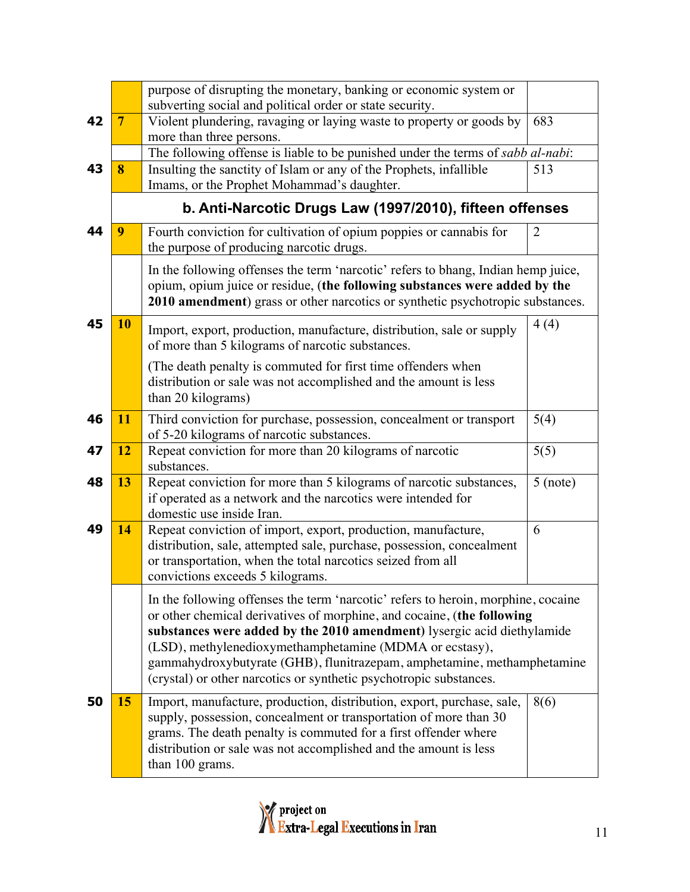| | | | |
|---|---|---|---|
| | | purpose of disrupting the monetary, banking or economic system or subverting social and political order or state security. | |
| 42 | 7 | Violent plundering, ravaging or laying waste to property or goods by more than three persons. | 683 |
| | | The following offense is liable to be punished under the terms of *sabb al-nabi*: | |
| 43 | 8 | Insulting the sanctity of Islam or any of the Prophets, infallible Imams, or the Prophet Mohammad's daughter. | 513 |
| | | **b. Anti-Narcotic Drugs Law (1997/2010), fifteen offenses** | |
| 44 | 9 | Fourth conviction for cultivation of opium poppies or cannabis for the purpose of producing narcotic drugs. | 2 |
| | | In the following offenses the term 'narcotic' refers to bhang, Indian hemp juice, opium, opium juice or residue, (**the following substances were added by the 2010 amendment**) grass or other narcotics or synthetic psychotropic substances. | |
| 45 | 10 | Import, export, production, manufacture, distribution, sale or supply of more than 5 kilograms of narcotic substances.<br><br>(The death penalty is commuted for first time offenders when distribution or sale was not accomplished and the amount is less than 20 kilograms) | 4 (4) |
| 46 | 11 | Third conviction for purchase, possession, concealment or transport of 5-20 kilograms of narcotic substances. | 5(4) |
| 47 | 12 | Repeat conviction for more than 20 kilograms of narcotic substances. | 5(5) |
| 48 | 13 | Repeat conviction for more than 5 kilograms of narcotic substances, if operated as a network and the narcotics were intended for domestic use inside Iran. | 5 (note) |
| 49 | 14 | Repeat conviction of import, export, production, manufacture, distribution, sale, attempted sale, purchase, possession, concealment or transportation, when the total narcotics seized from all convictions exceeds 5 kilograms. | 6 |
| | | In the following offenses the term 'narcotic' refers to heroin, morphine, cocaine or other chemical derivatives of morphine, and cocaine, (**the following substances were added by the 2010 amendment**) lysergic acid diethylamide (LSD), methylenedioxymethamphetamine (MDMA or ecstasy), gammahydroxybutyrate (GHB), flunitrazepam, amphetamine, methamphetamine (crystal) or other narcotics or synthetic psychotropic substances. | |
| 50 | 15 | Import, manufacture, production, distribution, export, purchase, sale, supply, possession, concealment or transportation of more than 30 grams. The death penalty is commuted for a first offender where distribution or sale was not accomplished and the amount is less than 100 grams. | 8(6) |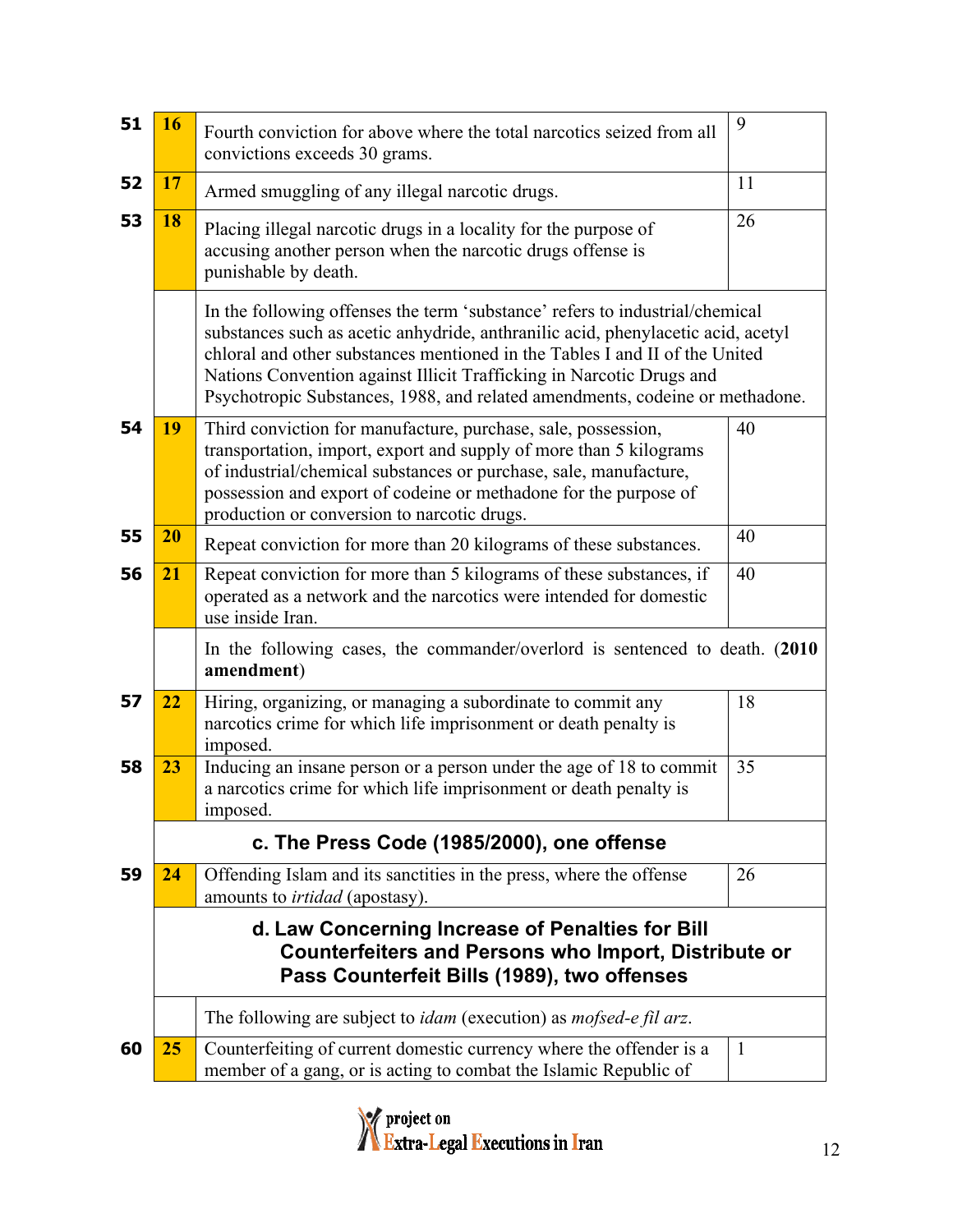| | | | |
|---|---|---|---|
| **51** | **16** | Fourth conviction for above where the total narcotics seized from all convictions exceeds 30 grams. | 9 |
| **52** | **17** | Armed smuggling of any illegal narcotic drugs. | 11 |
| **53** | **18** | Placing illegal narcotic drugs in a locality for the purpose of accusing another person when the narcotic drugs offense is punishable by death. | 26 |
| | | In the following offenses the term 'substance' refers to industrial/chemical substances such as acetic anhydride, anthranilic acid, phenylacetic acid, acetyl chloral and other substances mentioned in the Tables I and II of the United Nations Convention against Illicit Trafficking in Narcotic Drugs and Psychotropic Substances, 1988, and related amendments, codeine or methadone. | |
| **54** | **19** | Third conviction for manufacture, purchase, sale, possession, transportation, import, export and supply of more than 5 kilograms of industrial/chemical substances or purchase, sale, manufacture, possession and export of codeine or methadone for the purpose of production or conversion to narcotic drugs. | 40 |
| **55** | **20** | Repeat conviction for more than 20 kilograms of these substances. | 40 |
| **56** | **21** | Repeat conviction for more than 5 kilograms of these substances, if operated as a network and the narcotics were intended for domestic use inside Iran. | 40 |
| | | In the following cases, the commander/overlord is sentenced to death. (**2010 amendment**) | |
| **57** | **22** | Hiring, organizing, or managing a subordinate to commit any narcotics crime for which life imprisonment or death penalty is imposed. | 18 |
| **58** | **23** | Inducing an insane person or a person under the age of 18 to commit a narcotics crime for which life imprisonment or death penalty is imposed. | 35 |
| | | **c. The Press Code (1985/2000), one offense** | |
| **59** | **24** | Offending Islam and its sanctities in the press, where the offense amounts to *irtidad* (apostasy). | 26 |
| | | **d. Law Concerning Increase of Penalties for Bill Counterfeiters and Persons who Import, Distribute or Pass Counterfeit Bills (1989), two offenses** | |
| | | The following are subject to *idam* (execution) as *mofsed-e fil arz*. | |
| **60** | **25** | Counterfeiting of current domestic currency where the offender is a member of a gang, or is acting to combat the Islamic Republic of | 1 |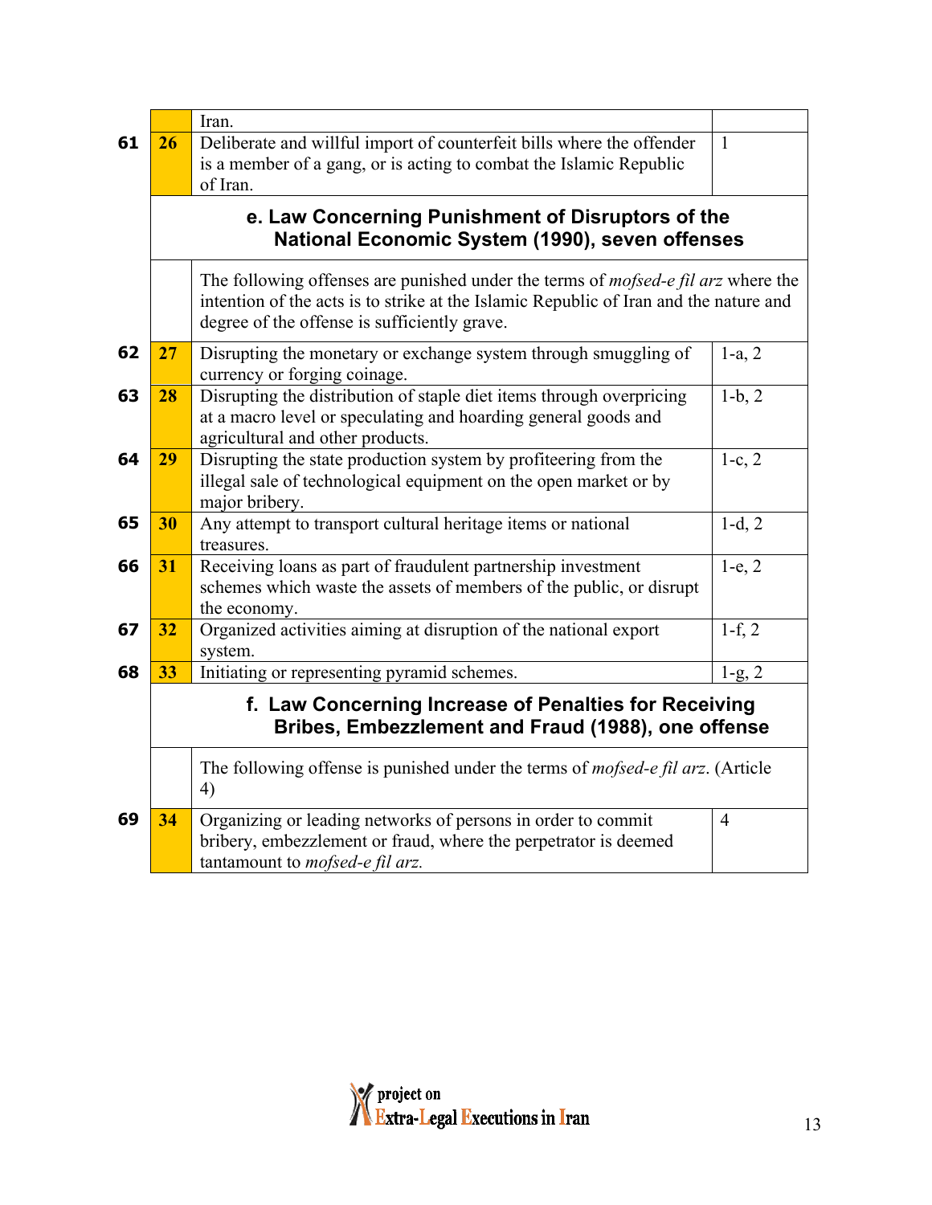| | | | |
|---|---|---|---|
| | | Iran. | |
| 61 | 26 | Deliberate and willful import of counterfeit bills where the offender is a member of a gang, or is acting to combat the Islamic Republic of Iran. | 1 |
| | | **e. Law Concerning Punishment of Disruptors of the National Economic System (1990), seven offenses** | |
| | | The following offenses are punished under the terms of *mofsed-e fil arz* where the intention of the acts is to strike at the Islamic Republic of Iran and the nature and degree of the offense is sufficiently grave. | |
| 62 | 27 | Disrupting the monetary or exchange system through smuggling of currency or forging coinage. | 1-a, 2 |
| 63 | 28 | Disrupting the distribution of staple diet items through overpricing at a macro level or speculating and hoarding general goods and agricultural and other products. | 1-b, 2 |
| 64 | 29 | Disrupting the state production system by profiteering from the illegal sale of technological equipment on the open market or by major bribery. | 1-c, 2 |
| 65 | 30 | Any attempt to transport cultural heritage items or national treasures. | 1-d, 2 |
| 66 | 31 | Receiving loans as part of fraudulent partnership investment schemes which waste the assets of members of the public, or disrupt the economy. | 1-e, 2 |
| 67 | 32 | Organized activities aiming at disruption of the national export system. | 1-f, 2 |
| 68 | 33 | Initiating or representing pyramid schemes. | 1-g, 2 |
| | | **f. Law Concerning Increase of Penalties for Receiving Bribes, Embezzlement and Fraud (1988), one offense** | |
| | | The following offense is punished under the terms of *mofsed-e fil arz*. (Article 4) | |
| 69 | 34 | Organizing or leading networks of persons in order to commit bribery, embezzlement or fraud, where the perpetrator is deemed tantamount to *mofsed-e fil arz.* | 4 |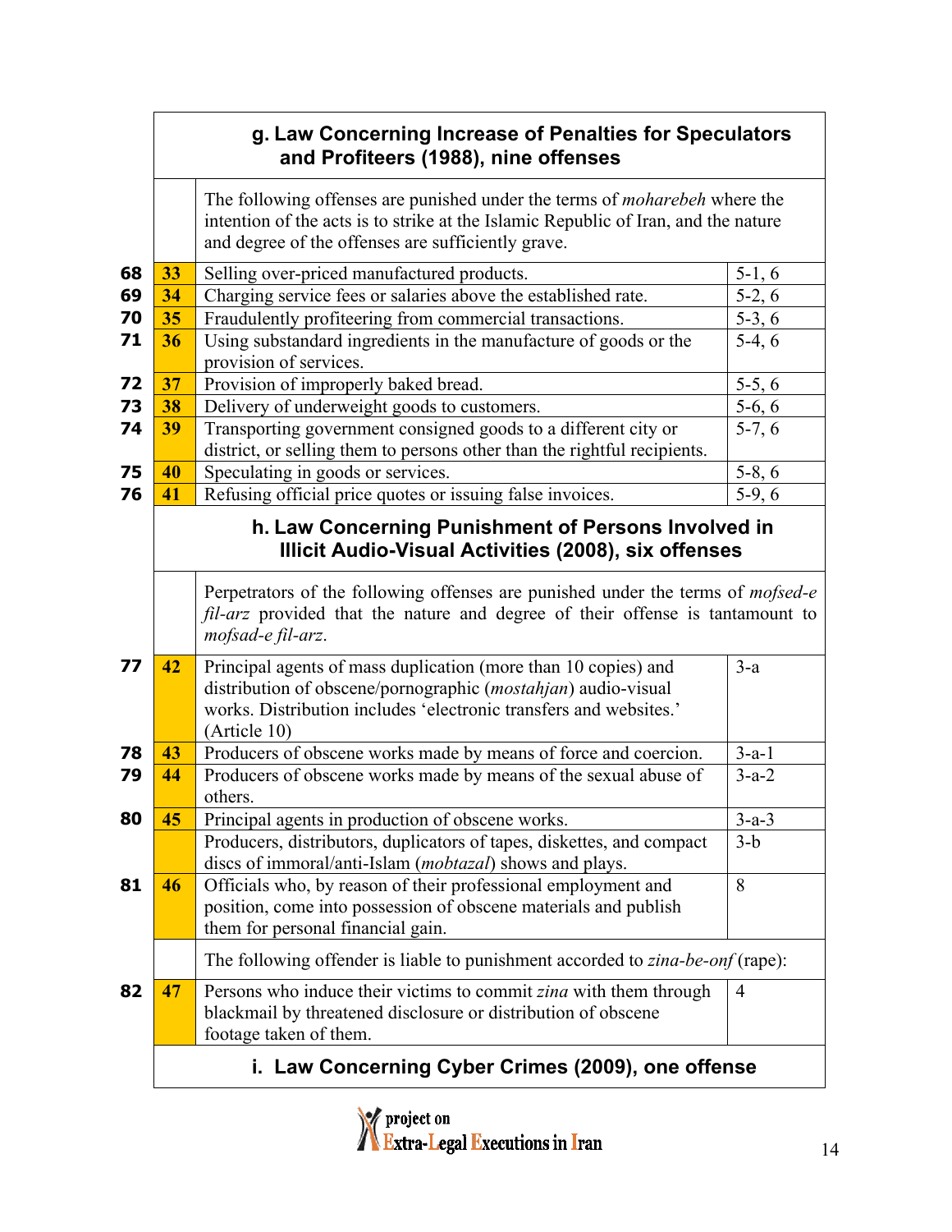| | | | |
|---|---|---|---|
| | | **g. Law Concerning Increase of Penalties for Speculators and Profiteers (1988), nine offenses** | |
| | | The following offenses are punished under the terms of *moharebeh* where the intention of the acts is to strike at the Islamic Republic of Iran, and the nature and degree of the offenses are sufficiently grave. | |
| **68** | **33** | Selling over-priced manufactured products. | 5-1, 6 |
| **69** | **34** | Charging service fees or salaries above the established rate. | 5-2, 6 |
| **70** | **35** | Fraudulently profiteering from commercial transactions. | 5-3, 6 |
| **71** | **36** | Using substandard ingredients in the manufacture of goods or the provision of services. | 5-4, 6 |
| **72** | **37** | Provision of improperly baked bread. | 5-5, 6 |
| **73** | **38** | Delivery of underweight goods to customers. | 5-6, 6 |
| **74** | **39** | Transporting government consigned goods to a different city or district, or selling them to persons other than the rightful recipients. | 5-7, 6 |
| **75** | **40** | Speculating in goods or services. | 5-8, 6 |
| **76** | **41** | Refusing official price quotes or issuing false invoices. | 5-9, 6 |
| | | **h. Law Concerning Punishment of Persons Involved in Illicit Audio-Visual Activities (2008), six offenses** | |
| | | Perpetrators of the following offenses are punished under the terms of *mofsed-e fil-arz* provided that the nature and degree of their offense is tantamount to *mofsad-e fil-arz*. | |
| **77** | **42** | Principal agents of mass duplication (more than 10 copies) and distribution of obscene/pornographic (*mostahjan*) audio-visual works. Distribution includes 'electronic transfers and websites.' (Article 10) | 3-a |
| **78** | **43** | Producers of obscene works made by means of force and coercion. | 3-a-1 |
| **79** | **44** | Producers of obscene works made by means of the sexual abuse of others. | 3-a-2 |
| **80** | **45** | Principal agents in production of obscene works. | 3-a-3 |
| | | Producers, distributors, duplicators of tapes, diskettes, and compact discs of immoral/anti-Islam (*mobtazal*) shows and plays. | 3-b |
| **81** | **46** | Officials who, by reason of their professional employment and position, come into possession of obscene materials and publish them for personal financial gain. | 8 |
| | | The following offender is liable to punishment accorded to *zina-be-onf* (rape): | |
| **82** | **47** | Persons who induce their victims to commit *zina* with them through blackmail by threatened disclosure or distribution of obscene footage taken of them. | 4 |
| | | **i. Law Concerning Cyber Crimes (2009), one offense** | |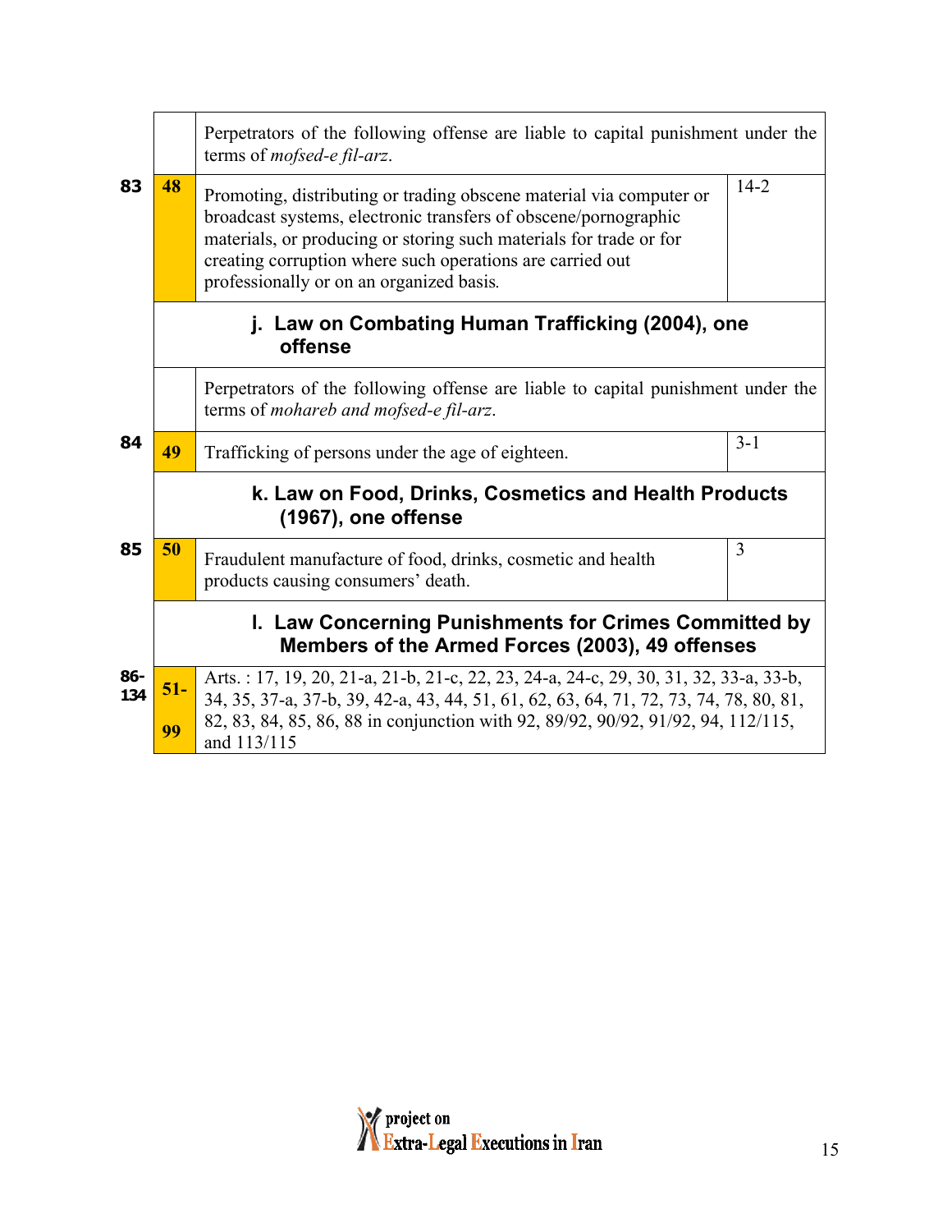| | | | |
|---|---|---|---|
| | | Perpetrators of the following offense are liable to capital punishment under the terms of *mofsed-e fil-arz*. | |
| **83** | **48** | Promoting, distributing or trading obscene material via computer or broadcast systems, electronic transfers of obscene/pornographic materials, or producing or storing such materials for trade or for creating corruption where such operations are carried out professionally or on an organized basis. | 14-2 |
| | | **j. Law on Combating Human Trafficking (2004), one offense** | |
| | | Perpetrators of the following offense are liable to capital punishment under the terms of *mohareb and mofsed-e fil-arz*. | |
| **84** | **49** | Trafficking of persons under the age of eighteen. | 3-1 |
| | | **k. Law on Food, Drinks, Cosmetics and Health Products (1967), one offense** | |
| **85** | **50** | Fraudulent manufacture of food, drinks, cosmetic and health products causing consumers' death. | 3 |
| | | **l. Law Concerning Punishments for Crimes Committed by Members of the Armed Forces (2003), 49 offenses** | |
| **86-134** | **51-99** | Arts. : 17, 19, 20, 21-a, 21-b, 21-c, 22, 23, 24-a, 24-c, 29, 30, 31, 32, 33-a, 33-b, 34, 35, 37-a, 37-b, 39, 42-a, 43, 44, 51, 61, 62, 63, 64, 71, 72, 73, 74, 78, 80, 81, 82, 83, 84, 85, 86, 88 in conjunction with 92, 89/92, 90/92, 91/92, 94, 112/115, and 113/115 | |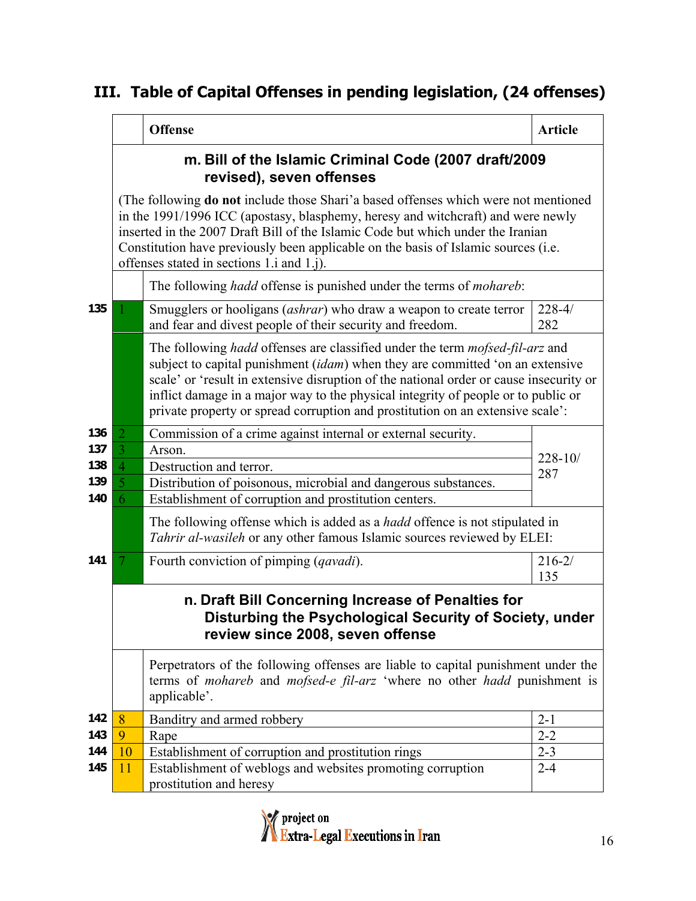## III. Table of Capital Offenses in pending legislation, (24 offenses)

| | | Offense | Article |
|---|---|---|---|
| | | **m. Bill of the Islamic Criminal Code (2007 draft/2009 revised), seven offenses** | |
| | | (The following **do not** include those Shari'a based offenses which were not mentioned in the 1991/1996 ICC (apostasy, blasphemy, heresy and witchcraft) and were newly inserted in the 2007 Draft Bill of the Islamic Code but which under the Iranian Constitution have previously been applicable on the basis of Islamic sources (i.e. offenses stated in sections 1.i and 1.j). | |
| | | The following *hadd* offense is punished under the terms of *mohareb*: | |
| 135 | 1 | Smugglers or hooligans (*ashrar*) who draw a weapon to create terror and fear and divest people of their security and freedom. | 228-4/ 282 |
| | | The following *hadd* offenses are classified under the term *mofsed-fil-arz* and subject to capital punishment (*idam*) when they are committed 'on an extensive scale' or 'result in extensive disruption of the national order or cause insecurity or inflict damage in a major way to the physical integrity of people or to public or private property or spread corruption and prostitution on an extensive scale': | |
| 136 | 2 | Commission of a crime against internal or external security. | 228-10/ 287 |
| 137 | 3 | Arson. | |
| 138 | 4 | Destruction and terror. | |
| 139 | 5 | Distribution of poisonous, microbial and dangerous substances. | |
| 140 | 6 | Establishment of corruption and prostitution centers. | |
| | | The following offense which is added as a *hadd* offence is not stipulated in *Tahrir al-wasileh* or any other famous Islamic sources reviewed by ELEI: | |
| 141 | 7 | Fourth conviction of pimping (*qavadi*). | 216-2/ 135 |
| | | **n. Draft Bill Concerning Increase of Penalties for Disturbing the Psychological Security of Society, under review since 2008, seven offense** | |
| | | Perpetrators of the following offenses are liable to capital punishment under the terms of *mohareb* and *mofsed-e fil-arz* 'where no other *hadd* punishment is applicable'. | |
| 142 | 8 | Banditry and armed robbery | 2-1 |
| 143 | 9 | Rape | 2-2 |
| 144 | 10 | Establishment of corruption and prostitution rings | 2-3 |
| 145 | 11 | Establishment of weblogs and websites promoting corruption prostitution and heresy | 2-4 |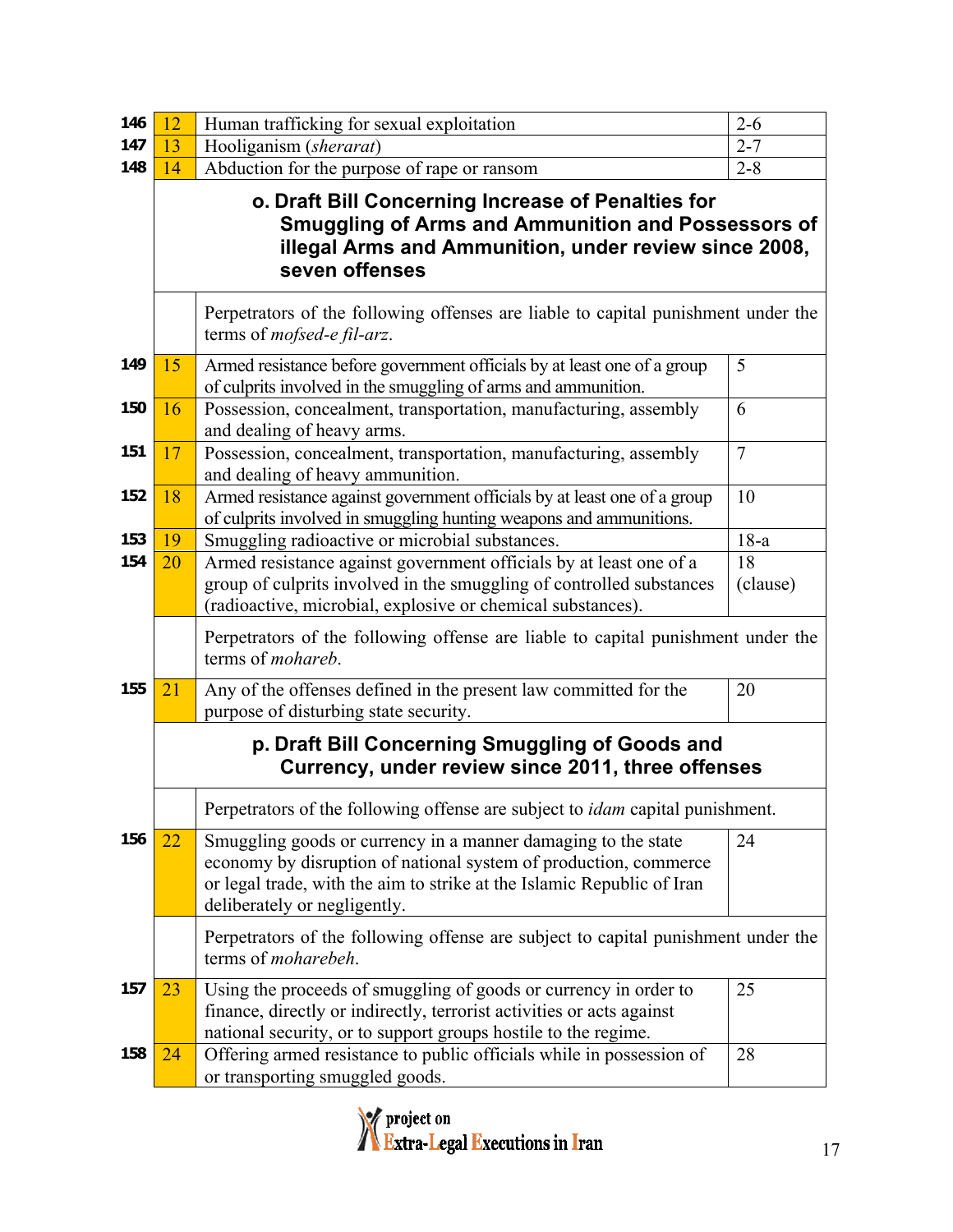| | | | |
|---|---|---|---|
| 146 | 12 | Human trafficking for sexual exploitation | 2-6 |
| 147 | 13 | Hooliganism (*sherarat*) | 2-7 |
| 148 | 14 | Abduction for the purpose of rape or ransom | 2-8 |
| | | **o. Draft Bill Concerning Increase of Penalties for Smuggling of Arms and Ammunition and Possessors of illegal Arms and Ammunition, under review since 2008, seven offenses** | |
| | | Perpetrators of the following offenses are liable to capital punishment under the terms of *mofsed-e fil-arz*. | |
| 149 | 15 | Armed resistance before government officials by at least one of a group of culprits involved in the smuggling of arms and ammunition. | 5 |
| 150 | 16 | Possession, concealment, transportation, manufacturing, assembly and dealing of heavy arms. | 6 |
| 151 | 17 | Possession, concealment, transportation, manufacturing, assembly and dealing of heavy ammunition. | 7 |
| 152 | 18 | Armed resistance against government officials by at least one of a group of culprits involved in smuggling hunting weapons and ammunitions. | 10 |
| 153 | 19 | Smuggling radioactive or microbial substances. | 18-a |
| 154 | 20 | Armed resistance against government officials by at least one of a group of culprits involved in the smuggling of controlled substances (radioactive, microbial, explosive or chemical substances). | 18 (clause) |
| | | Perpetrators of the following offense are liable to capital punishment under the terms of *mohareb*. | |
| 155 | 21 | Any of the offenses defined in the present law committed for the purpose of disturbing state security. | 20 |
| | | **p. Draft Bill Concerning Smuggling of Goods and Currency, under review since 2011, three offenses** | |
| | | Perpetrators of the following offense are subject to *idam* capital punishment. | |
| 156 | 22 | Smuggling goods or currency in a manner damaging to the state economy by disruption of national system of production, commerce or legal trade, with the aim to strike at the Islamic Republic of Iran deliberately or negligently. | 24 |
| | | Perpetrators of the following offense are subject to capital punishment under the terms of *moharebeh*. | |
| 157 | 23 | Using the proceeds of smuggling of goods or currency in order to finance, directly or indirectly, terrorist activities or acts against national security, or to support groups hostile to the regime. | 25 |
| 158 | 24 | Offering armed resistance to public officials while in possession of or transporting smuggled goods. | 28 |